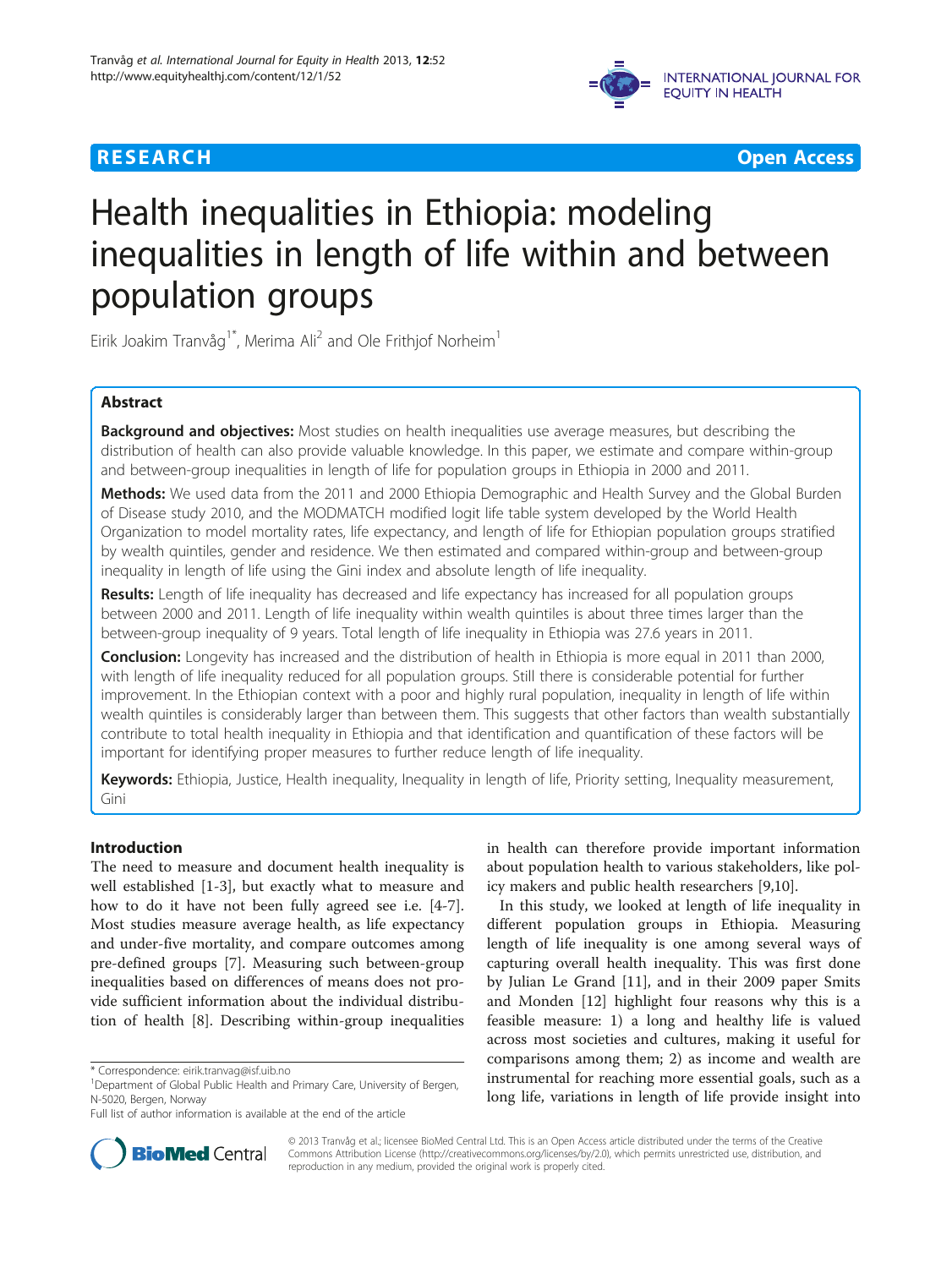**RESEARCH** **Open Access**

# Health inequalities in Ethiopia: modeling inequalities in length of life within and between population groups

Eirik Joakim Tranvåg[1*], Merima Ali[2] and Ole Frithjof Norheim[1]

## Abstract

**Background and objectives:** Most studies on health inequalities use average measures, but describing the distribution of health can also provide valuable knowledge. In this paper, we estimate and compare within-group and between-group inequalities in length of life for population groups in Ethiopia in 2000 and 2011.

**Methods:** We used data from the 2011 and 2000 Ethiopia Demographic and Health Survey and the Global Burden of Disease study 2010, and the MODMATCH modified logit life table system developed by the World Health Organization to model mortality rates, life expectancy, and length of life for Ethiopian population groups stratified by wealth quintiles, gender and residence. We then estimated and compared within-group and between-group inequality in length of life using the Gini index and absolute length of life inequality.

**Results:** Length of life inequality has decreased and life expectancy has increased for all population groups between 2000 and 2011. Length of life inequality within wealth quintiles is about three times larger than the between-group inequality of 9 years. Total length of life inequality in Ethiopia was 27.6 years in 2011.

**Conclusion:** Longevity has increased and the distribution of health in Ethiopia is more equal in 2011 than 2000, with length of life inequality reduced for all population groups. Still there is considerable potential for further improvement. In the Ethiopian context with a poor and highly rural population, inequality in length of life within wealth quintiles is considerably larger than between them. This suggests that other factors than wealth substantially contribute to total health inequality in Ethiopia and that identification and quantification of these factors will be important for identifying proper measures to further reduce length of life inequality.

**Keywords:** Ethiopia, Justice, Health inequality, Inequality in length of life, Priority setting, Inequality measurement, Gini

## Introduction

The need to measure and document health inequality is well established [1-3], but exactly what to measure and how to do it have not been fully agreed see i.e. [4-7]. Most studies measure average health, as life expectancy and under-five mortality, and compare outcomes among pre-defined groups [7]. Measuring such between-group inequalities based on differences of means does not provide sufficient information about the individual distribution of health [8]. Describing within-group inequalities in health can therefore provide important information about population health to various stakeholders, like policy makers and public health researchers [9,10].

In this study, we looked at length of life inequality in different population groups in Ethiopia. Measuring length of life inequality is one among several ways of capturing overall health inequality. This was first done by Julian Le Grand [11], and in their 2009 paper Smits and Monden [12] highlight four reasons why this is a feasible measure: 1) a long and healthy life is valued across most societies and cultures, making it useful for comparisons among them; 2) as income and wealth are instrumental for reaching more essential goals, such as a long life, variations in length of life provide insight into

\* Correspondence: eirik.tranvag@isf.uib.no
[1]Department of Global Public Health and Primary Care, University of Bergen, N-5020, Bergen, Norway
Full list of author information is available at the end of the article

© 2013 Tranvåg et al.; licensee BioMed Central Ltd. This is an Open Access article distributed under the terms of the Creative Commons Attribution License (http://creativecommons.org/licenses/by/2.0), which permits unrestricted use, distribution, and reproduction in any medium, provided the original work is properly cited.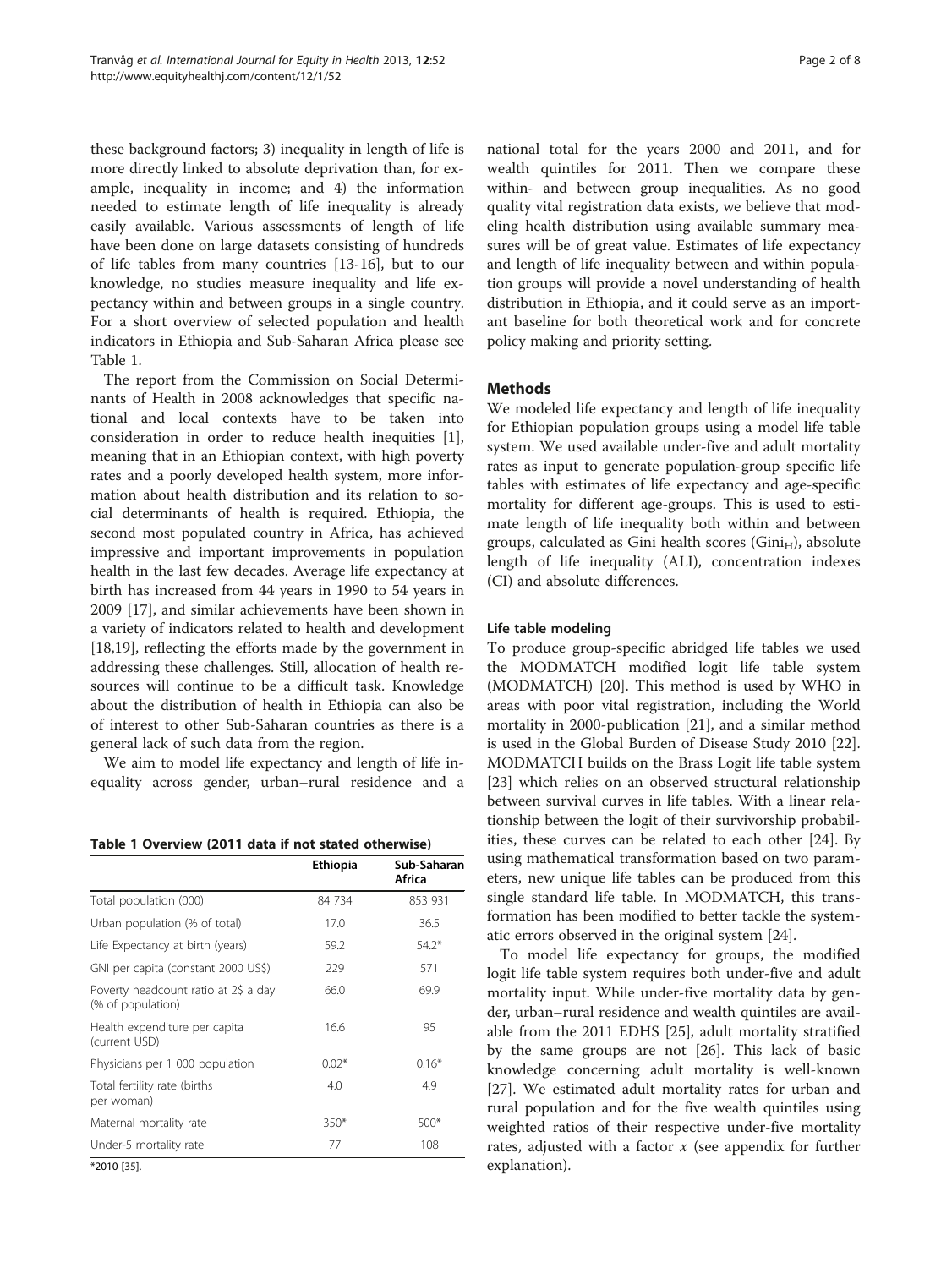these background factors; 3) inequality in length of life is more directly linked to absolute deprivation than, for example, inequality in income; and 4) the information needed to estimate length of life inequality is already easily available. Various assessments of length of life have been done on large datasets consisting of hundreds of life tables from many countries [13-16], but to our knowledge, no studies measure inequality and life expectancy within and between groups in a single country. For a short overview of selected population and health indicators in Ethiopia and Sub-Saharan Africa please see Table 1.

The report from the Commission on Social Determinants of Health in 2008 acknowledges that specific national and local contexts have to be taken into consideration in order to reduce health inequities [1], meaning that in an Ethiopian context, with high poverty rates and a poorly developed health system, more information about health distribution and its relation to social determinants of health is required. Ethiopia, the second most populated country in Africa, has achieved impressive and important improvements in population health in the last few decades. Average life expectancy at birth has increased from 44 years in 1990 to 54 years in 2009 [17], and similar achievements have been shown in a variety of indicators related to health and development [18,19], reflecting the efforts made by the government in addressing these challenges. Still, allocation of health resources will continue to be a difficult task. Knowledge about the distribution of health in Ethiopia can also be of interest to other Sub-Saharan countries as there is a general lack of such data from the region.

We aim to model life expectancy and length of life inequality across gender, urban–rural residence and a national total for the years 2000 and 2011, and for wealth quintiles for 2011. Then we compare these within- and between group inequalities. As no good quality vital registration data exists, we believe that modeling health distribution using available summary measures will be of great value. Estimates of life expectancy and length of life inequality between and within population groups will provide a novel understanding of health distribution in Ethiopia, and it could serve as an important baseline for both theoretical work and for concrete policy making and priority setting.

**Table 1 Overview (2011 data if not stated otherwise)**

| | Ethiopia | Sub-Saharan Africa |
|---|---|---|
| Total population (000) | 84 734 | 853 931 |
| Urban population (% of total) | 17.0 | 36.5 |
| Life Expectancy at birth (years) | 59.2 | 54.2* |
| GNI per capita (constant 2000 US$) | 229 | 571 |
| Poverty headcount ratio at 2$ a day (% of population) | 66.0 | 69.9 |
| Health expenditure per capita (current USD) | 16.6 | 95 |
| Physicians per 1 000 population | 0.02* | 0.16* |
| Total fertility rate (births per woman) | 4.0 | 4.9 |
| Maternal mortality rate | 350* | 500* |
| Under-5 mortality rate | 77 | 108 |

*2010 [35].

## Methods

We modeled life expectancy and length of life inequality for Ethiopian population groups using a model life table system. We used available under-five and adult mortality rates as input to generate population-group specific life tables with estimates of life expectancy and age-specific mortality for different age-groups. This is used to estimate length of life inequality both within and between groups, calculated as Gini health scores ($Gini_H$), absolute length of life inequality (ALI), concentration indexes (CI) and absolute differences.

### Life table modeling

To produce group-specific abridged life tables we used the MODMATCH modified logit life table system (MODMATCH) [20]. This method is used by WHO in areas with poor vital registration, including the World mortality in 2000-publication [21], and a similar method is used in the Global Burden of Disease Study 2010 [22]. MODMATCH builds on the Brass Logit life table system [23] which relies on an observed structural relationship between survival curves in life tables. With a linear relationship between the logit of their survivorship probabilities, these curves can be related to each other [24]. By using mathematical transformation based on two parameters, new unique life tables can be produced from this single standard life table. In MODMATCH, this transformation has been modified to better tackle the systematic errors observed in the original system [24].

To model life expectancy for groups, the modified logit life table system requires both under-five and adult mortality input. While under-five mortality data by gender, urban–rural residence and wealth quintiles are available from the 2011 EDHS [25], adult mortality stratified by the same groups are not [26]. This lack of basic knowledge concerning adult mortality is well-known [27]. We estimated adult mortality rates for urban and rural population and for the five wealth quintiles using weighted ratios of their respective under-five mortality rates, adjusted with a factor $x$ (see appendix for further explanation).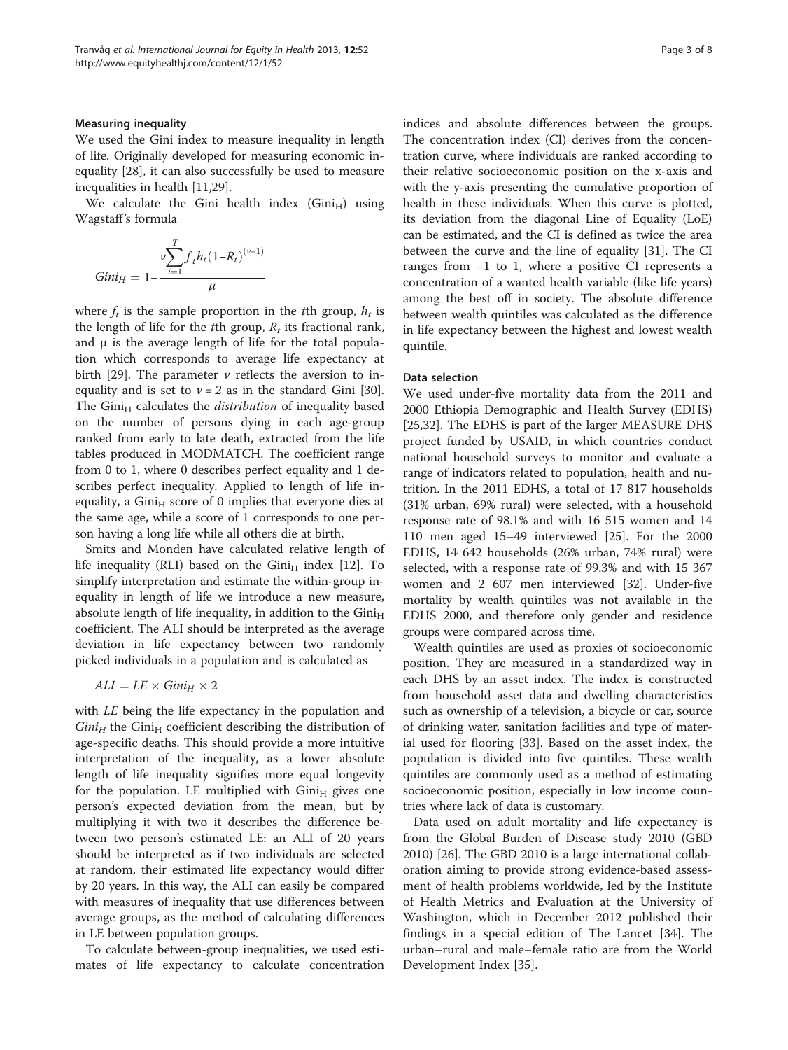#### Measuring inequality

We used the Gini index to measure inequality in length of life. Originally developed for measuring economic inequality [28], it can also successfully be used to measure inequalities in health [11,29].

We calculate the Gini health index ($Gini_H$) using Wagstaff's formula

$$Gini_H = 1 - \frac{\nu \sum_{i=1}^{T} f_t h_t (1 - R_t)^{(\nu-1)}}{\mu}$$

where $f_t$ is the sample proportion in the $t$th group, $h_t$ is the length of life for the $t$th group, $R_t$ its fractional rank, and μ is the average length of life for the total population which corresponds to average life expectancy at birth [29]. The parameter $\nu$ reflects the aversion to inequality and is set to $\nu = 2$ as in the standard Gini [30]. The $Gini_H$ calculates the *distribution* of inequality based on the number of persons dying in each age-group ranked from early to late death, extracted from the life tables produced in MODMATCH. The coefficient range from 0 to 1, where 0 describes perfect equality and 1 describes perfect inequality. Applied to length of life inequality, a $Gini_H$ score of 0 implies that everyone dies at the same age, while a score of 1 corresponds to one person having a long life while all others die at birth.

Smits and Monden have calculated relative length of life inequality (RLI) based on the $Gini_H$ index [12]. To simplify interpretation and estimate the within-group inequality in length of life we introduce a new measure, absolute length of life inequality, in addition to the $Gini_H$ coefficient. The ALI should be interpreted as the average deviation in life expectancy between two randomly picked individuals in a population and is calculated as

$$ALI = LE \times Gini_H \times 2$$

with *LE* being the life expectancy in the population and $Gini_H$ the $Gini_H$ coefficient describing the distribution of age-specific deaths. This should provide a more intuitive interpretation of the inequality, as a lower absolute length of life inequality signifies more equal longevity for the population. LE multiplied with $Gini_H$ gives one person's expected deviation from the mean, but by multiplying it with two it describes the difference between two person's estimated LE: an ALI of 20 years should be interpreted as if two individuals are selected at random, their estimated life expectancy would differ by 20 years. In this way, the ALI can easily be compared with measures of inequality that use differences between average groups, as the method of calculating differences in LE between population groups.

To calculate between-group inequalities, we used estimates of life expectancy to calculate concentration indices and absolute differences between the groups. The concentration index (CI) derives from the concentration curve, where individuals are ranked according to their relative socioeconomic position on the x-axis and with the y-axis presenting the cumulative proportion of health in these individuals. When this curve is plotted, its deviation from the diagonal Line of Equality (LoE) can be estimated, and the CI is defined as twice the area between the curve and the line of equality [31]. The CI ranges from −1 to 1, where a positive CI represents a concentration of a wanted health variable (like life years) among the best off in society. The absolute difference between wealth quintiles was calculated as the difference in life expectancy between the highest and lowest wealth quintile.

#### Data selection

We used under-five mortality data from the 2011 and 2000 Ethiopia Demographic and Health Survey (EDHS) [25,32]. The EDHS is part of the larger MEASURE DHS project funded by USAID, in which countries conduct national household surveys to monitor and evaluate a range of indicators related to population, health and nutrition. In the 2011 EDHS, a total of 17 817 households (31% urban, 69% rural) were selected, with a household response rate of 98.1% and with 16 515 women and 14 110 men aged 15–49 interviewed [25]. For the 2000 EDHS, 14 642 households (26% urban, 74% rural) were selected, with a response rate of 99.3% and with 15 367 women and 2 607 men interviewed [32]. Under-five mortality by wealth quintiles was not available in the EDHS 2000, and therefore only gender and residence groups were compared across time.

Wealth quintiles are used as proxies of socioeconomic position. They are measured in a standardized way in each DHS by an asset index. The index is constructed from household asset data and dwelling characteristics such as ownership of a television, a bicycle or car, source of drinking water, sanitation facilities and type of material used for flooring [33]. Based on the asset index, the population is divided into five quintiles. These wealth quintiles are commonly used as a method of estimating socioeconomic position, especially in low income countries where lack of data is customary.

Data used on adult mortality and life expectancy is from the Global Burden of Disease study 2010 (GBD 2010) [26]. The GBD 2010 is a large international collaboration aiming to provide strong evidence-based assessment of health problems worldwide, led by the Institute of Health Metrics and Evaluation at the University of Washington, which in December 2012 published their findings in a special edition of The Lancet [34]. The urban–rural and male–female ratio are from the World Development Index [35].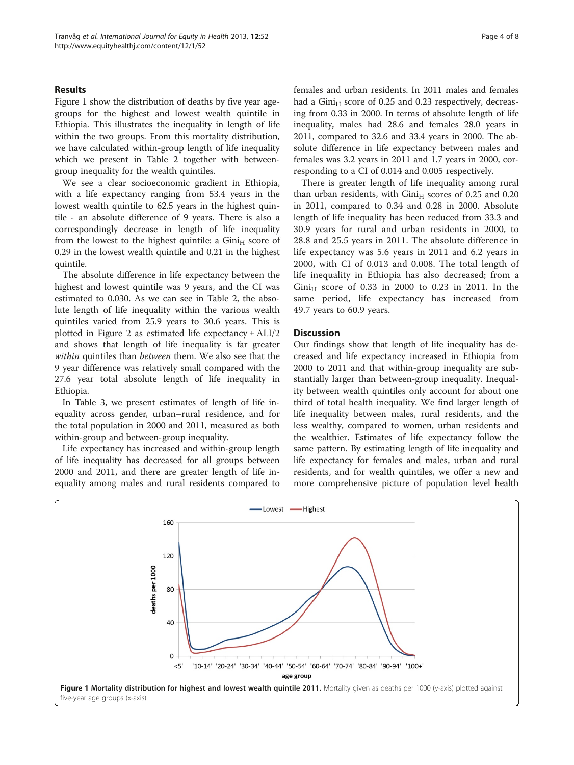## Results

Figure 1 show the distribution of deaths by five year age-groups for the highest and lowest wealth quintile in Ethiopia. This illustrates the inequality in length of life within the two groups. From this mortality distribution, we have calculated within-group length of life inequality which we present in Table 2 together with between-group inequality for the wealth quintiles.

We see a clear socioeconomic gradient in Ethiopia, with a life expectancy ranging from 53.4 years in the lowest wealth quintile to 62.5 years in the highest quintile - an absolute difference of 9 years. There is also a correspondingly decrease in length of life inequality from the lowest to the highest quintile: a $Gini_H$ score of 0.29 in the lowest wealth quintile and 0.21 in the highest quintile.

The absolute difference in life expectancy between the highest and lowest quintile was 9 years, and the CI was estimated to 0.030. As we can see in Table 2, the absolute length of life inequality within the various wealth quintiles varied from 25.9 years to 30.6 years. This is plotted in Figure 2 as estimated life expectancy ± ALI/2 and shows that length of life inequality is far greater *within* quintiles than *between* them. We also see that the 9 year difference was relatively small compared with the 27.6 year total absolute length of life inequality in Ethiopia.

In Table 3, we present estimates of length of life inequality across gender, urban–rural residence, and for the total population in 2000 and 2011, measured as both within-group and between-group inequality.

Life expectancy has increased and within-group length of life inequality has decreased for all groups between 2000 and 2011, and there are greater length of life inequality among males and rural residents compared to females and urban residents. In 2011 males and females had a $Gini_H$ score of 0.25 and 0.23 respectively, decreasing from 0.33 in 2000. In terms of absolute length of life inequality, males had 28.6 and females 28.0 years in 2011, compared to 32.6 and 33.4 years in 2000. The absolute difference in life expectancy between males and females was 3.2 years in 2011 and 1.7 years in 2000, corresponding to a CI of 0.014 and 0.005 respectively.

There is greater length of life inequality among rural than urban residents, with $Gini_H$ scores of 0.25 and 0.20 in 2011, compared to 0.34 and 0.28 in 2000. Absolute length of life inequality has been reduced from 33.3 and 30.9 years for rural and urban residents in 2000, to 28.8 and 25.5 years in 2011. The absolute difference in life expectancy was 5.6 years in 2011 and 6.2 years in 2000, with CI of 0.013 and 0.008. The total length of life inequality in Ethiopia has also decreased; from a $Gini_H$ score of 0.33 in 2000 to 0.23 in 2011. In the same period, life expectancy has increased from 49.7 years to 60.9 years.

## Discussion

Our findings show that length of life inequality has decreased and life expectancy increased in Ethiopia from 2000 to 2011 and that within-group inequality are substantially larger than between-group inequality. Inequality between wealth quintiles only account for about one third of total health inequality. We find larger length of life inequality between males, rural residents, and the less wealthy, compared to women, urban residents and the wealthier. Estimates of life expectancy follow the same pattern. By estimating length of life inequality and life expectancy for females and males, urban and rural residents, and for wealth quintiles, we offer a new and more comprehensive picture of population level health

**Figure 1 Mortality distribution for highest and lowest wealth quintile 2011.** Mortality given as deaths per 1000 (y-axis) plotted against five-year age groups (x-axis).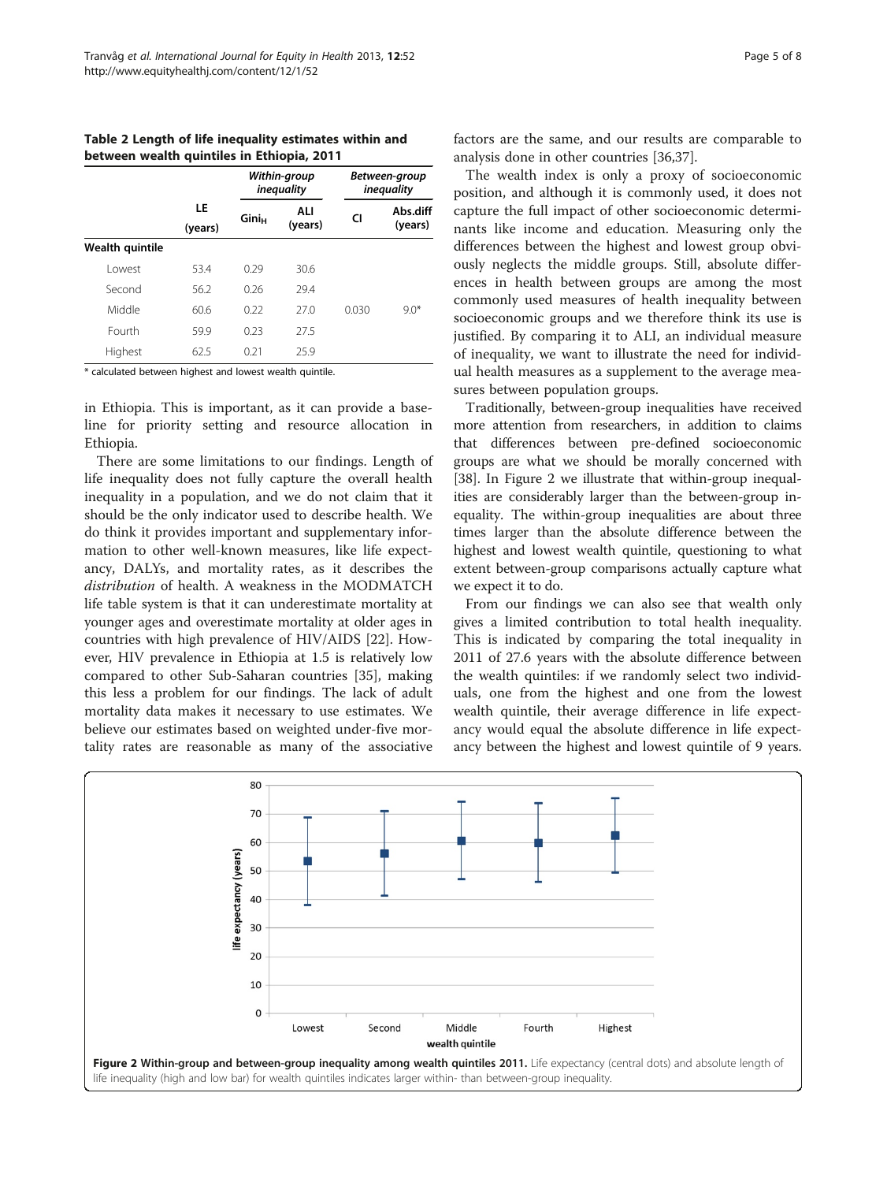**Table 2 Length of life inequality estimates within and between wealth quintiles in Ethiopia, 2011**

| | LE (years) | *Within-group inequality* | | *Between-group inequality* | |
|---|---|---|---|---|---|
| | | $Gini_H$ | ALI (years) | CI | Abs.diff (years) |
| **Wealth quintile** | | | | | |
| Lowest | 53.4 | 0.29 | 30.6 | | |
| Second | 56.2 | 0.26 | 29.4 | | |
| Middle | 60.6 | 0.22 | 27.0 | 0.030 | 9.0* |
| Fourth | 59.9 | 0.23 | 27.5 | | |
| Highest | 62.5 | 0.21 | 25.9 | | |

\* calculated between highest and lowest wealth quintile.

in Ethiopia. This is important, as it can provide a baseline for priority setting and resource allocation in Ethiopia.

There are some limitations to our findings. Length of life inequality does not fully capture the overall health inequality in a population, and we do not claim that it should be the only indicator used to describe health. We do think it provides important and supplementary information to other well-known measures, like life expectancy, DALYs, and mortality rates, as it describes the *distribution* of health. A weakness in the MODMATCH life table system is that it can underestimate mortality at younger ages and overestimate mortality at older ages in countries with high prevalence of HIV/AIDS [22]. However, HIV prevalence in Ethiopia at 1.5 is relatively low compared to other Sub-Saharan countries [35], making this less a problem for our findings. The lack of adult mortality data makes it necessary to use estimates. We believe our estimates based on weighted under-five mortality rates are reasonable as many of the associative factors are the same, and our results are comparable to analysis done in other countries [36,37].

The wealth index is only a proxy of socioeconomic position, and although it is commonly used, it does not capture the full impact of other socioeconomic determinants like income and education. Measuring only the differences between the highest and lowest group obviously neglects the middle groups. Still, absolute differences in health between groups are among the most commonly used measures of health inequality between socioeconomic groups and we therefore think its use is justified. By comparing it to ALI, an individual measure of inequality, we want to illustrate the need for individual health measures as a supplement to the average measures between population groups.

Traditionally, between-group inequalities have received more attention from researchers, in addition to claims that differences between pre-defined socioeconomic groups are what we should be morally concerned with [38]. In Figure 2 we illustrate that within-group inequalities are considerably larger than the between-group inequality. The within-group inequalities are about three times larger than the absolute difference between the highest and lowest wealth quintile, questioning to what extent between-group comparisons actually capture what we expect it to do.

From our findings we can also see that wealth only gives a limited contribution to total health inequality. This is indicated by comparing the total inequality in 2011 of 27.6 years with the absolute difference between the wealth quintiles: if we randomly select two individuals, one from the highest and one from the lowest wealth quintile, their average difference in life expectancy would equal the absolute difference in life expectancy between the highest and lowest quintile of 9 years.

**Figure 2 Within-group and between-group inequality among wealth quintiles 2011.** Life expectancy (central dots) and absolute length of life inequality (high and low bar) for wealth quintiles indicates larger within- than between-group inequality.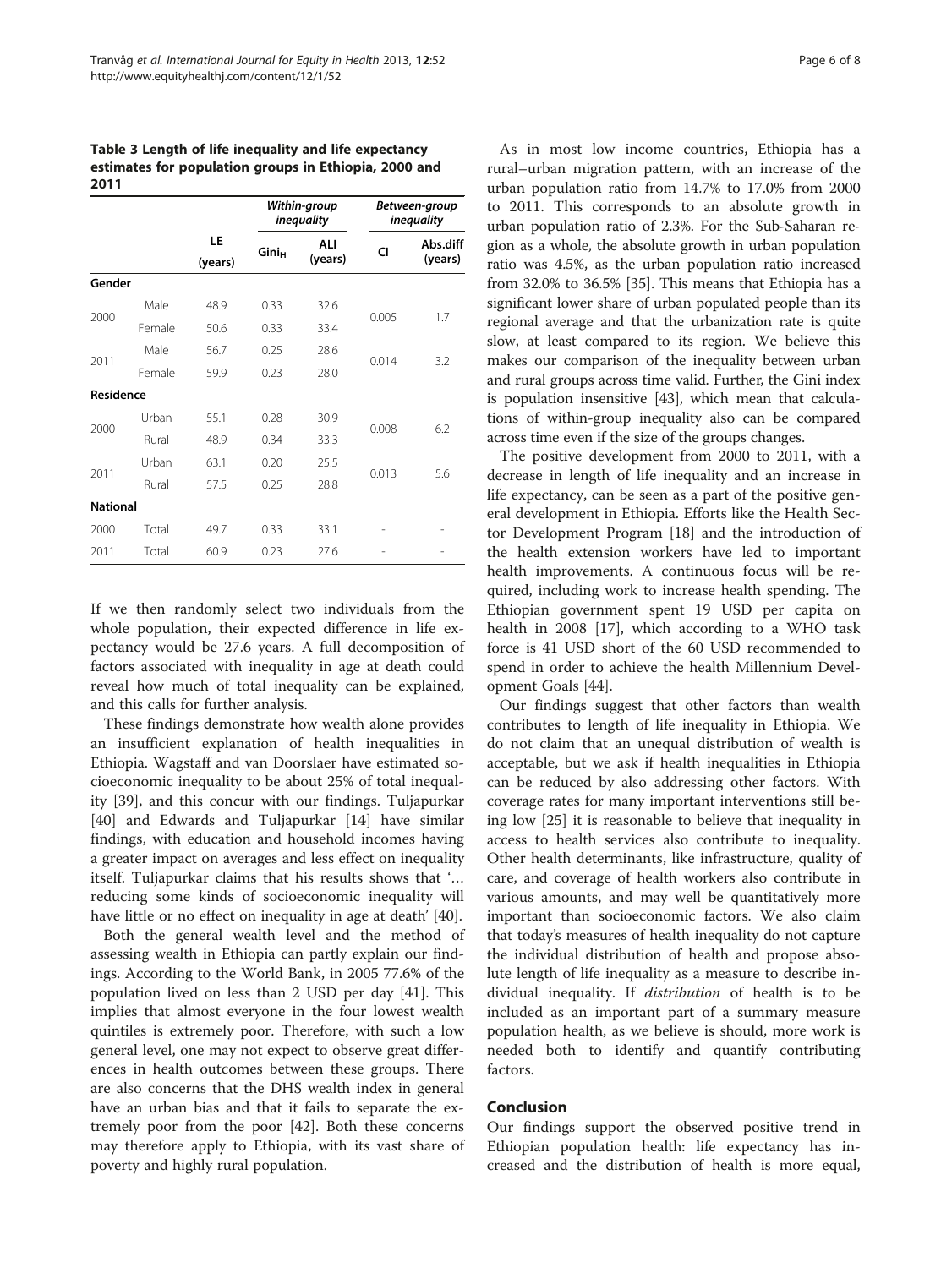**Table 3 Length of life inequality and life expectancy estimates for population groups in Ethiopia, 2000 and 2011**

| | | LE (years) | Within-group inequality | | Between-group inequality | |
|---|---|---|---|---|---|---|
| | | | $Gini_H$ | ALI (years) | CI | Abs.diff (years) |
| **Gender** | | | | | | |
| 2000 | Male | 48.9 | 0.33 | 32.6 | 0.005 | 1.7 |
| | Female | 50.6 | 0.33 | 33.4 | | |
| 2011 | Male | 56.7 | 0.25 | 28.6 | 0.014 | 3.2 |
| | Female | 59.9 | 0.23 | 28.0 | | |
| **Residence** | | | | | | |
| 2000 | Urban | 55.1 | 0.28 | 30.9 | 0.008 | 6.2 |
| | Rural | 48.9 | 0.34 | 33.3 | | |
| 2011 | Urban | 63.1 | 0.20 | 25.5 | 0.013 | 5.6 |
| | Rural | 57.5 | 0.25 | 28.8 | | |
| **National** | | | | | | |
| 2000 | Total | 49.7 | 0.33 | 33.1 | - | - |
| 2011 | Total | 60.9 | 0.23 | 27.6 | - | - |

If we then randomly select two individuals from the whole population, their expected difference in life expectancy would be 27.6 years. A full decomposition of factors associated with inequality in age at death could reveal how much of total inequality can be explained, and this calls for further analysis.

These findings demonstrate how wealth alone provides an insufficient explanation of health inequalities in Ethiopia. Wagstaff and van Doorslaer have estimated socioeconomic inequality to be about 25% of total inequality [39], and this concur with our findings. Tuljapurkar [40] and Edwards and Tuljapurkar [14] have similar findings, with education and household incomes having a greater impact on averages and less effect on inequality itself. Tuljapurkar claims that his results shows that '… reducing some kinds of socioeconomic inequality will have little or no effect on inequality in age at death' [40].

Both the general wealth level and the method of assessing wealth in Ethiopia can partly explain our findings. According to the World Bank, in 2005 77.6% of the population lived on less than 2 USD per day [41]. This implies that almost everyone in the four lowest wealth quintiles is extremely poor. Therefore, with such a low general level, one may not expect to observe great differences in health outcomes between these groups. There are also concerns that the DHS wealth index in general have an urban bias and that it fails to separate the extremely poor from the poor [42]. Both these concerns may therefore apply to Ethiopia, with its vast share of poverty and highly rural population.

As in most low income countries, Ethiopia has a rural–urban migration pattern, with an increase of the urban population ratio from 14.7% to 17.0% from 2000 to 2011. This corresponds to an absolute growth in urban population ratio of 2.3%. For the Sub-Saharan region as a whole, the absolute growth in urban population ratio was 4.5%, as the urban population ratio increased from 32.0% to 36.5% [35]. This means that Ethiopia has a significant lower share of urban populated people than its regional average and that the urbanization rate is quite slow, at least compared to its region. We believe this makes our comparison of the inequality between urban and rural groups across time valid. Further, the Gini index is population insensitive [43], which mean that calculations of within-group inequality also can be compared across time even if the size of the groups changes.

The positive development from 2000 to 2011, with a decrease in length of life inequality and an increase in life expectancy, can be seen as a part of the positive general development in Ethiopia. Efforts like the Health Sector Development Program [18] and the introduction of the health extension workers have led to important health improvements. A continuous focus will be required, including work to increase health spending. The Ethiopian government spent 19 USD per capita on health in 2008 [17], which according to a WHO task force is 41 USD short of the 60 USD recommended to spend in order to achieve the health Millennium Development Goals [44].

Our findings suggest that other factors than wealth contributes to length of life inequality in Ethiopia. We do not claim that an unequal distribution of wealth is acceptable, but we ask if health inequalities in Ethiopia can be reduced by also addressing other factors. With coverage rates for many important interventions still being low [25] it is reasonable to believe that inequality in access to health services also contribute to inequality. Other health determinants, like infrastructure, quality of care, and coverage of health workers also contribute in various amounts, and may well be quantitatively more important than socioeconomic factors. We also claim that today's measures of health inequality do not capture the individual distribution of health and propose absolute length of life inequality as a measure to describe individual inequality. If *distribution* of health is to be included as an important part of a summary measure population health, as we believe is should, more work is needed both to identify and quantify contributing factors.

## Conclusion

Our findings support the observed positive trend in Ethiopian population health: life expectancy has increased and the distribution of health is more equal,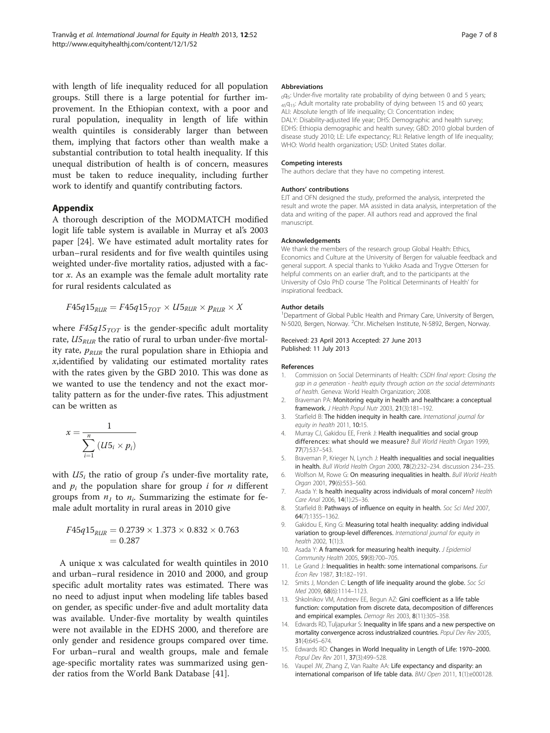with length of life inequality reduced for all population groups. Still there is a large potential for further improvement. In the Ethiopian context, with a poor and rural population, inequality in length of life within wealth quintiles is considerably larger than between them, implying that factors other than wealth make a substantial contribution to total health inequality. If this unequal distribution of health is of concern, measures must be taken to reduce inequality, including further work to identify and quantify contributing factors.

## Appendix

A thorough description of the MODMATCH modified logit life table system is available in Murray et al's 2003 paper [24]. We have estimated adult mortality rates for urban–rural residents and for five wealth quintiles using weighted under-five mortality ratios, adjusted with a factor *x*. As an example was the female adult mortality rate for rural residents calculated as

$$F45q15_{RUR} = F45q15_{TOT} \times U5_{RUR} \times p_{RUR} \times X$$

where $F45q15_{TOT}$ is the gender-specific adult mortality rate, $U5_{RUR}$ the ratio of rural to urban under-five mortality rate, $p_{RUR}$ the rural population share in Ethiopia and $x$,identified by validating our estimated mortality rates with the rates given by the GBD 2010. This was done as we wanted to use the tendency and not the exact mortality pattern as for the under-five rates. This adjustment can be written as

$$x = \frac{1}{\sum_{i=1}^{n} (U5_i \times p_i)}$$

with $U5_i$ the ratio of group *i*'s under-five mortality rate, and $p_i$ the population share for group *i* for *n* different groups from $n_1$ to $n_i$. Summarizing the estimate for female adult mortality in rural areas in 2010 give

$$\begin{aligned} F45q15_{RUR} &= 0.2739 \times 1.373 \times 0.832 \times 0.763 \\ &= 0.287 \end{aligned}$$

A unique x was calculated for wealth quintiles in 2010 and urban–rural residence in 2010 and 2000, and group specific adult mortality rates was estimated. There was no need to adjust input when modeling life tables based on gender, as specific under-five and adult mortality data was available. Under-five mortality by wealth quintiles were not available in the EDHS 2000, and therefore are only gender and residence groups compared over time. For urban–rural and wealth groups, male and female age-specific mortality rates was summarized using gender ratios from the World Bank Database [41].

#### Abbreviations

$_{0}q_{5}$: Under-five mortality rate probability of dying between 0 and 5 years; $_{45}q_{15}$: Adult mortality rate probability of dying between 15 and 60 years; ALI: Absolute length of life inequality; CI: Concentration index; DALY: Disability-adjusted life year; DHS: Demographic and health survey; EDHS: Ethiopia demographic and health survey; GBD: 2010 global burden of disease study 2010; LE: Life expectancy; RLI: Relative length of life inequality; WHO: World health organization; USD: United States dollar.

#### Competing interests

The authors declare that they have no competing interest.

#### Authors' contributions

EJT and OFN designed the study, preformed the analysis, interpreted the result and wrote the paper. MA assisted in data analysis, interpretation of the data and writing of the paper. All authors read and approved the final manuscript.

#### Acknowledgements

We thank the members of the research group Global Health: Ethics, Economics and Culture at the University of Bergen for valuable feedback and general support. A special thanks to Yukiko Asada and Trygve Ottersen for helpful comments on an earlier draft, and to the participants at the University of Oslo PhD course 'The Political Determinants of Health' for inspirational feedback.

#### Author details

[1]Department of Global Public Health and Primary Care, University of Bergen, N-5020, Bergen, Norway. [2]Chr. Michelsen Institute, N-5892, Bergen, Norway.

Received: 23 April 2013 Accepted: 27 June 2013
Published: 11 July 2013

#### References

1. Commission on Social Determinants of Health: *CSDH final report: Closing the gap in a generation - health equity through action on the social determinants of health.* Geneva: World Health Organization; 2008.
2. Braveman PA: **Monitoring equity in health and healthcare: a conceptual framework.** *J Health Popul Nutr* 2003, **21**(3):181–192.
3. Starfield B: **The hidden inequity in health care.** *International journal for equity in health* 2011, **10:**15.
4. Murray CJ, Gakidou EE, Frenk J: **Health inequalities and social group differences: what should we measure?** *Bull World Health Organ* 1999, **77**(7):537–543.
5. Braveman P, Krieger N, Lynch J: **Health inequalities and social inequalities in health.** *Bull World Health Organ* 2000, **78**(2):232–234. discussion 234–235.
6. Wolfson M, Rowe G: **On measuring inequalities in health.** *Bull World Health Organ* 2001, **79**(6):553–560.
7. Asada Y: **Is health inequality across individuals of moral concern?** *Health Care Anal* 2006, **14**(1):25–36.
8. Starfield B: **Pathways of influence on equity in health.** *Soc Sci Med* 2007, **64**(7):1355–1362.
9. Gakidou E, King G: **Measuring total health inequality: adding individual variation to group-level differences.** *International journal for equity in health* 2002, **1**(1):3.
10. Asada Y: **A framework for measuring health inequity.** *J Epidemiol Community Health* 2005, **59**(8):700–705.
11. Le Grand J: **Inequalities in health: some international comparisons.** *Eur Econ Rev* 1987, **31:**182–191.
12. Smits J, Monden C: **Length of life inequality around the globe.** *Soc Sci Med* 2009, **68**(6):1114–1123.
13. Shkolnikov VM, Andreev EE, Begun AZ: **Gini coefficient as a life table function: computation from discrete data, decomposition of differences and empirical examples.** *Demogr Res* 2003, **8**(11):305–358.
14. Edwards RD, Tuljapurkar S: **Inequality in life spans and a new perspective on mortality convergence across industrialized countries.** *Popul Dev Rev* 2005, **31**(4):645–674.
15. Edwards RD: **Changes in World Inequality in Length of Life: 1970–2000.** *Popul Dev Rev* 2011, **37**(3):499–528.
16. Vaupel JW, Zhang Z, Van Raalte AA: **Life expectancy and disparity: an international comparison of life table data.** *BMJ Open* 2011, **1**(1):e000128.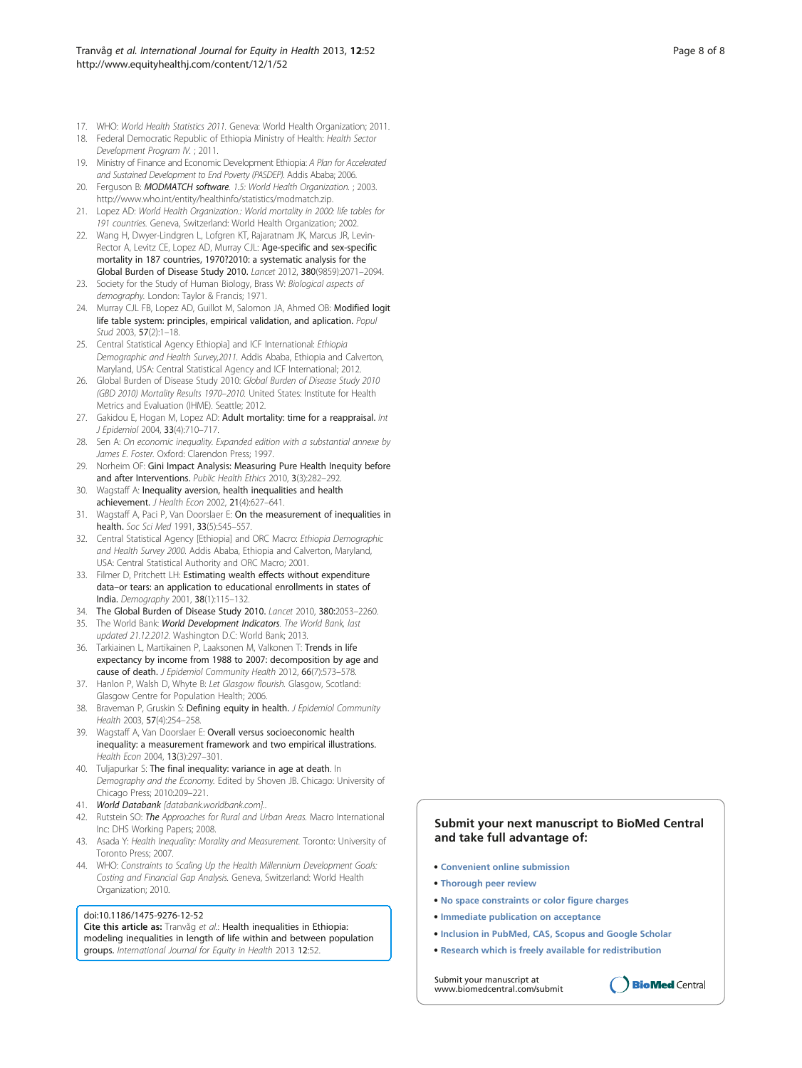17. WHO: *World Health Statistics 2011*. Geneva: World Health Organization; 2011.
18. Federal Democratic Republic of Ethiopia Ministry of Health: *Health Sector Development Program IV*. ; 2011.
19. Ministry of Finance and Economic Development Ethiopia: *A Plan for Accelerated and Sustained Development to End Poverty (PASDEP)*. Addis Ababa; 2006.
20. Ferguson B: ***MODMATCH software***. *1.5: World Health Organization*. ; 2003. http://www.who.int/entity/healthinfo/statistics/modmatch.zip.
21. Lopez AD: *World Health Organization.: World mortality in 2000: life tables for 191 countries*. Geneva, Switzerland: World Health Organization; 2002.
22. Wang H, Dwyer-Lindgren L, Lofgren KT, Rajaratnam JK, Marcus JR, Levin-Rector A, Levitz CE, Lopez AD, Murray CJL: **Age-specific and sex-specific mortality in 187 countries, 1970?2010: a systematic analysis for the Global Burden of Disease Study 2010.** *Lancet* 2012, **380**(9859):2071–2094.
23. Society for the Study of Human Biology, Brass W: *Biological aspects of demography*. London: Taylor & Francis; 1971.
24. Murray CJL FB, Lopez AD, Guillot M, Salomon JA, Ahmed OB: **Modified logit life table system: principles, empirical validation, and aplication.** *Popul Stud* 2003, **57**(2):1–18.
25. Central Statistical Agency Ethiopia] and ICF International: *Ethiopia Demographic and Health Survey,2011*. Addis Ababa, Ethiopia and Calverton, Maryland, USA: Central Statistical Agency and ICF International; 2012.
26. Global Burden of Disease Study 2010: *Global Burden of Disease Study 2010 (GBD 2010) Mortality Results 1970–2010*. United States: Institute for Health Metrics and Evaluation (IHME). Seattle; 2012.
27. Gakidou E, Hogan M, Lopez AD: **Adult mortality: time for a reappraisal.** *Int J Epidemiol* 2004, **33**(4):710–717.
28. Sen A: *On economic inequality. Expanded edition with a substantial annexe by James E. Foster*. Oxford: Clarendon Press; 1997.
29. Norheim OF: **Gini Impact Analysis: Measuring Pure Health Inequity before and after Interventions.** *Public Health Ethics* 2010, **3**(3):282–292.
30. Wagstaff A: **Inequality aversion, health inequalities and health achievement.** *J Health Econ* 2002, **21**(4):627–641.
31. Wagstaff A, Paci P, Van Doorslaer E: **On the measurement of inequalities in health.** *Soc Sci Med* 1991, **33**(5):545–557.
32. Central Statistical Agency [Ethiopia] and ORC Macro: *Ethiopia Demographic and Health Survey 2000*. Addis Ababa, Ethiopia and Calverton, Maryland, USA: Central Statistical Authority and ORC Macro; 2001.
33. Filmer D, Pritchett LH: **Estimating wealth effects without expenditure data–or tears: an application to educational enrollments in states of India.** *Demography* 2001, **38**(1):115–132.
34. **The Global Burden of Disease Study 2010.** *Lancet* 2010, **380:**2053–2260.
35. The World Bank: ***World Development Indicators***. *The World Bank, last updated 21.12.2012*. Washington D.C: World Bank; 2013.
36. Tarkiainen L, Martikainen P, Laaksonen M, Valkonen T: **Trends in life expectancy by income from 1988 to 2007: decomposition by age and cause of death.** *J Epidemiol Community Health* 2012, **66**(7):573–578.
37. Hanlon P, Walsh D, Whyte B: *Let Glasgow flourish*. Glasgow, Scotland: Glasgow Centre for Population Health; 2006.
38. Braveman P, Gruskin S: **Defining equity in health.** *J Epidemiol Community Health* 2003, **57**(4):254–258.
39. Wagstaff A, Van Doorslaer E: **Overall versus socioeconomic health inequality: a measurement framework and two empirical illustrations.** *Health Econ* 2004, **13**(3):297–301.
40. Tuljapurkar S: **The final inequality: variance in age at death.** In *Demography and the Economy*. Edited by Shoven JB. Chicago: University of Chicago Press; 2010:209–221.
41. ***World Databank*** *[databank.worldbank.com]*..
42. Rutstein SO: ***The*** *Approaches for Rural and Urban Areas*. Macro International Inc: DHS Working Papers; 2008.
43. Asada Y: *Health Inequality: Morality and Measurement*. Toronto: University of Toronto Press; 2007.
44. WHO: *Constraints to Scaling Up the Health Millennium Development Goals: Costing and Financial Gap Analysis*. Geneva, Switzerland: World Health Organization; 2010.

doi:10.1186/1475-9276-12-52
**Cite this article as:** Tranvåg *et al.*: Health inequalities in Ethiopia: modeling inequalities in length of life within and between population groups. *International Journal for Equity in Health* 2013 **12**:52.

**Submit your next manuscript to BioMed Central and take full advantage of:**

- **Convenient online submission**
- **Thorough peer review**
- **No space constraints or color figure charges**
- **Immediate publication on acceptance**
- **Inclusion in PubMed, CAS, Scopus and Google Scholar**
- **Research which is freely available for redistribution**

Submit your manuscript at
www.biomedcentral.com/submit

BioMed Central